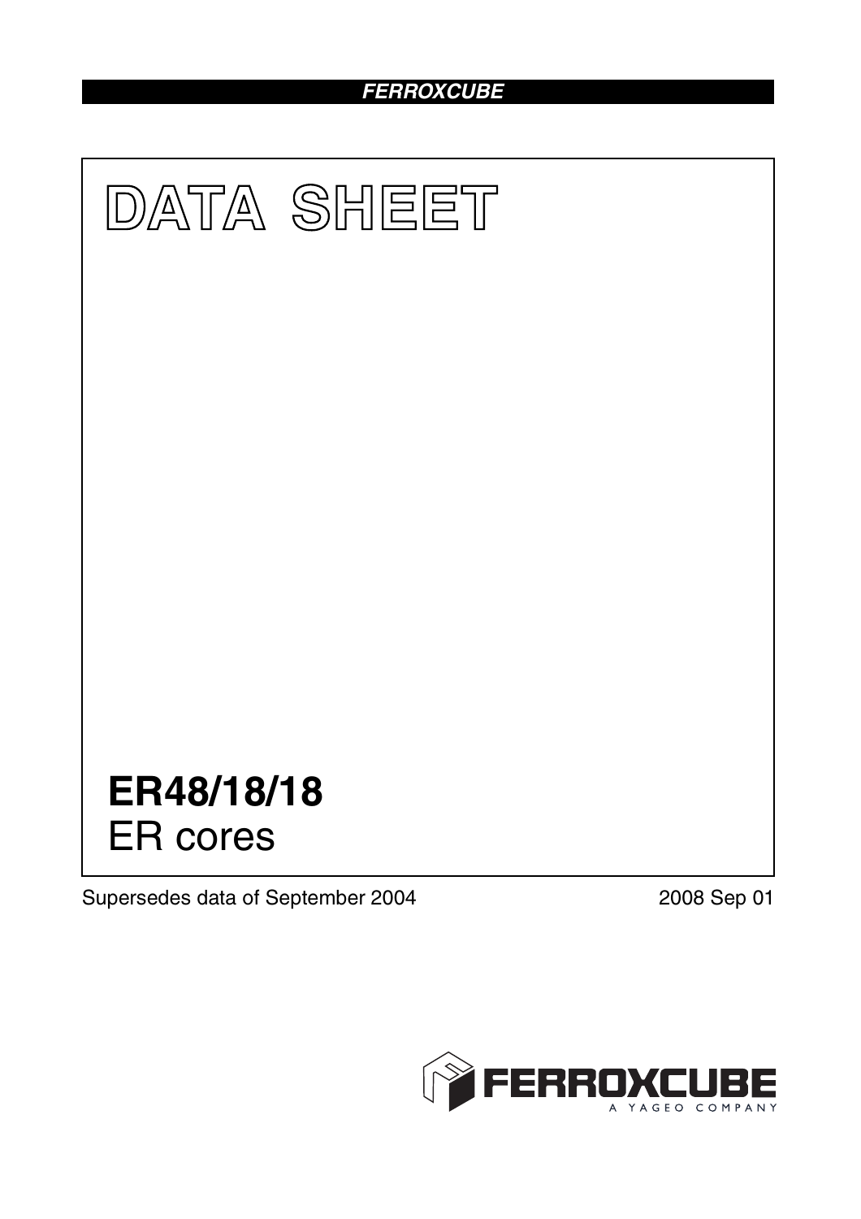**FERROXCUBE**

# DATA SHEET

# ER48/18/18
ER cores

Supersedes data of September 2004

2008 Sep 01

FERROXCUBE
A YAGEO COMPANY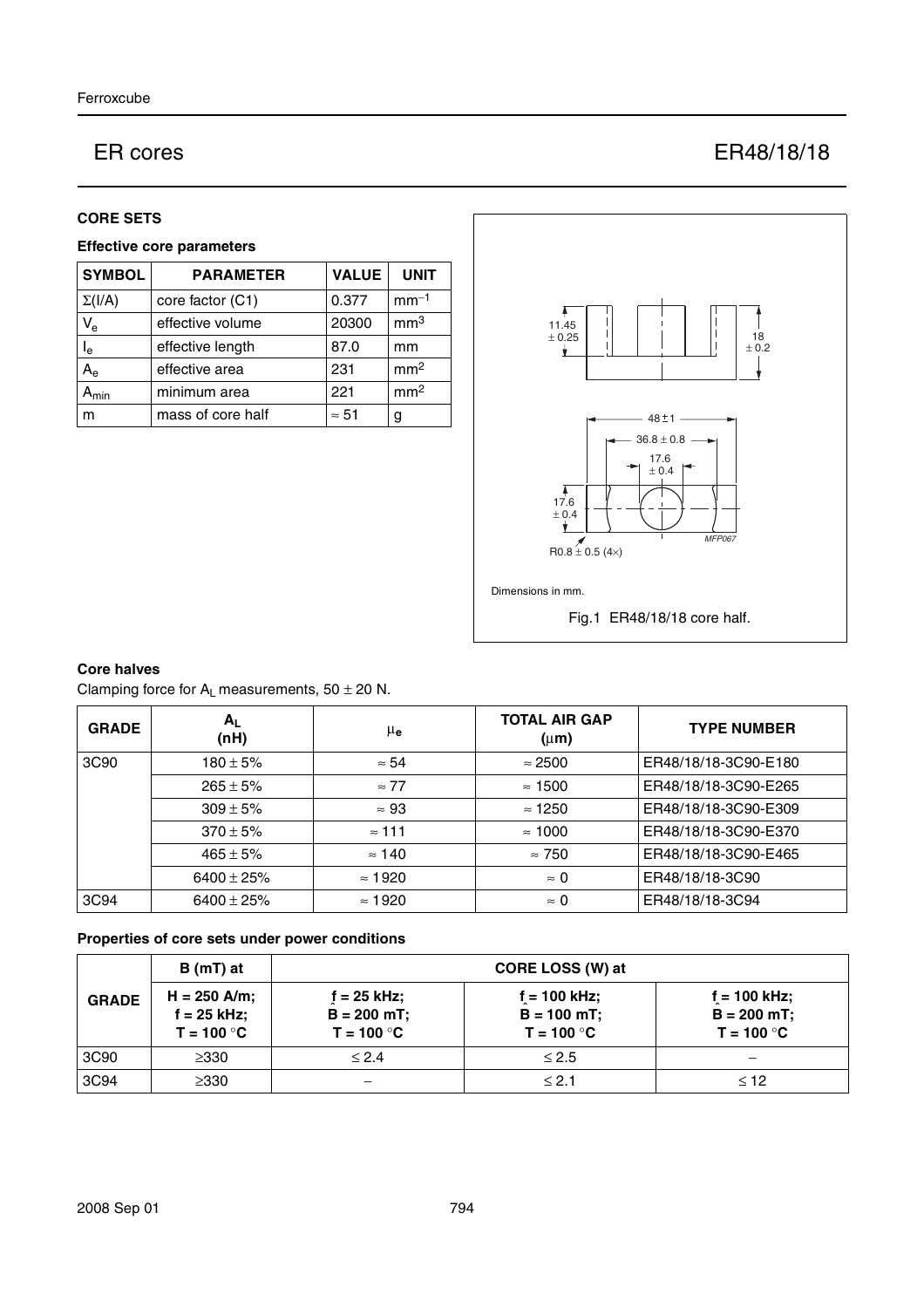# ER cores — ER48/18/18

## CORE SETS

### Effective core parameters

| SYMBOL | PARAMETER | VALUE | UNIT |
|---|---|---|---|
| $\Sigma(l/A)$ | core factor (C1) | 0.377 | $mm^{-1}$ |
| $V_e$ | effective volume | 20300 | $mm^3$ |
| $l_e$ | effective length | 87.0 | mm |
| $A_e$ | effective area | 231 | $mm^2$ |
| $A_{min}$ | minimum area | 221 | $mm^2$ |
| m | mass of core half | ≈ 51 | g |

Dimensions in mm.

Fig.1 ER48/18/18 core half.

### Core halves

Clamping force for $A_L$ measurements, 50 ± 20 N.

| GRADE | $A_L$ (nH) | $\mu_e$ | TOTAL AIR GAP (μm) | TYPE NUMBER |
|---|---|---|---|---|
| 3C90 | 180 ± 5% | ≈ 54 | ≈ 2500 | ER48/18/18-3C90-E180 |
| | 265 ± 5% | ≈ 77 | ≈ 1500 | ER48/18/18-3C90-E265 |
| | 309 ± 5% | ≈ 93 | ≈ 1250 | ER48/18/18-3C90-E309 |
| | 370 ± 5% | ≈ 111 | ≈ 1000 | ER48/18/18-3C90-E370 |
| | 465 ± 5% | ≈ 140 | ≈ 750 | ER48/18/18-3C90-E465 |
| | 6400 ± 25% | ≈ 1920 | ≈ 0 | ER48/18/18-3C90 |
| 3C94 | 6400 ± 25% | ≈ 1920 | ≈ 0 | ER48/18/18-3C94 |

### Properties of core sets under power conditions

| GRADE | B (mT) at | CORE LOSS (W) at | | |
|---|---|---|---|---|
| | H = 250 A/m; f = 25 kHz; T = 100 °C | f = 25 kHz; $\hat{B}$ = 200 mT; T = 100 °C | f = 100 kHz; $\hat{B}$ = 100 mT; T = 100 °C | f = 100 kHz; $\hat{B}$ = 200 mT; T = 100 °C |
| 3C90 | ≥330 | ≤ 2.4 | ≤ 2.5 | – |
| 3C94 | ≥330 | – | ≤ 2.1 | ≤ 12 |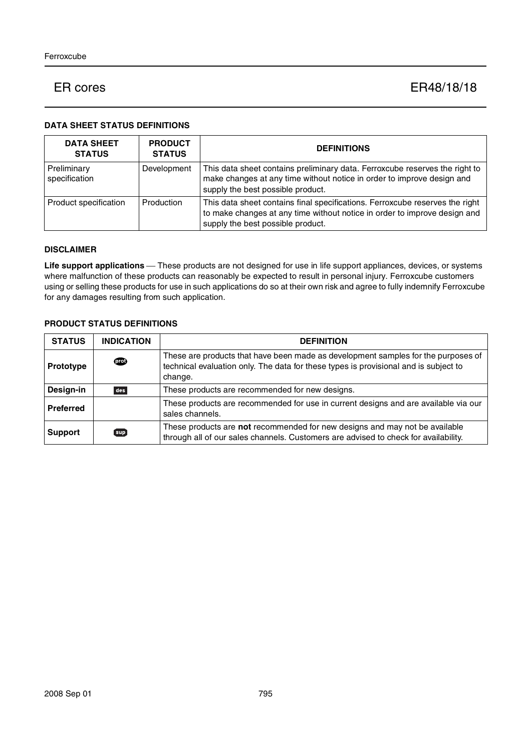# ER cores ER48/18/18

### DATA SHEET STATUS DEFINITIONS

| DATA SHEET STATUS | PRODUCT STATUS | DEFINITIONS |
|---|---|---|
| Preliminary specification | Development | This data sheet contains preliminary data. Ferroxcube reserves the right to make changes at any time without notice in order to improve design and supply the best possible product. |
| Product specification | Production | This data sheet contains final specifications. Ferroxcube reserves the right to make changes at any time without notice in order to improve design and supply the best possible product. |

### DISCLAIMER

**Life support applications** — These products are not designed for use in life support appliances, devices, or systems where malfunction of these products can reasonably be expected to result in personal injury. Ferroxcube customers using or selling these products for use in such applications do so at their own risk and agree to fully indemnify Ferroxcube for any damages resulting from such application.

### PRODUCT STATUS DEFINITIONS

| STATUS | INDICATION | DEFINITION |
|---|---|---|
| **Prototype** | prot | These are products that have been made as development samples for the purposes of technical evaluation only. The data for these types is provisional and is subject to change. |
| **Design-in** | des | These products are recommended for new designs. |
| **Preferred** | | These products are recommended for use in current designs and are available via our sales channels. |
| **Support** | sup | These products are **not** recommended for new designs and may not be available through all of our sales channels. Customers are advised to check for availability. |